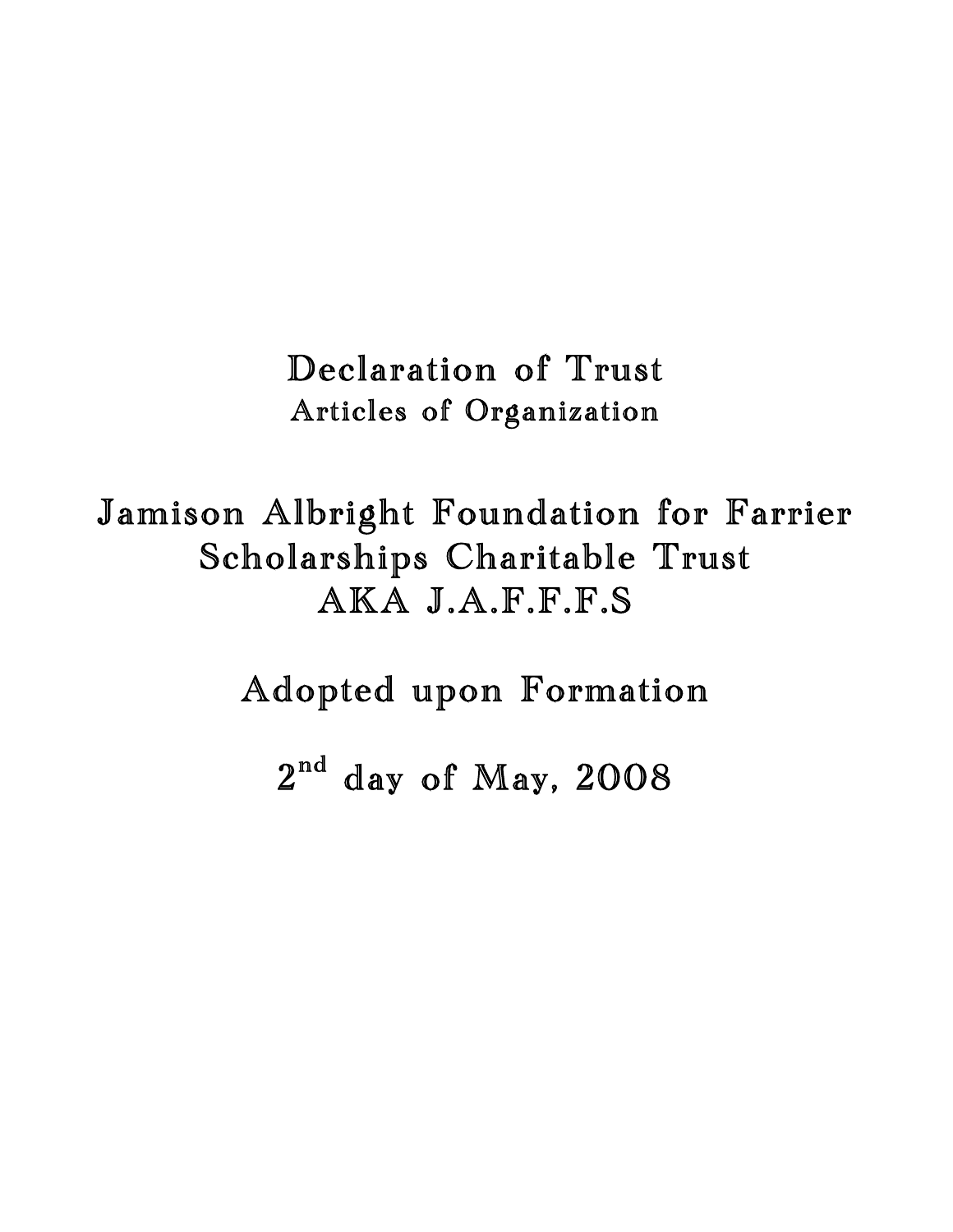# Declaration of Trust

## Articles of Organization

# Jamison Albright Foundation for Farrier Scholarships Charitable Trust AKA J.A.F.F.F.S

## Adopted upon Formation

## 2nd day of May, 2008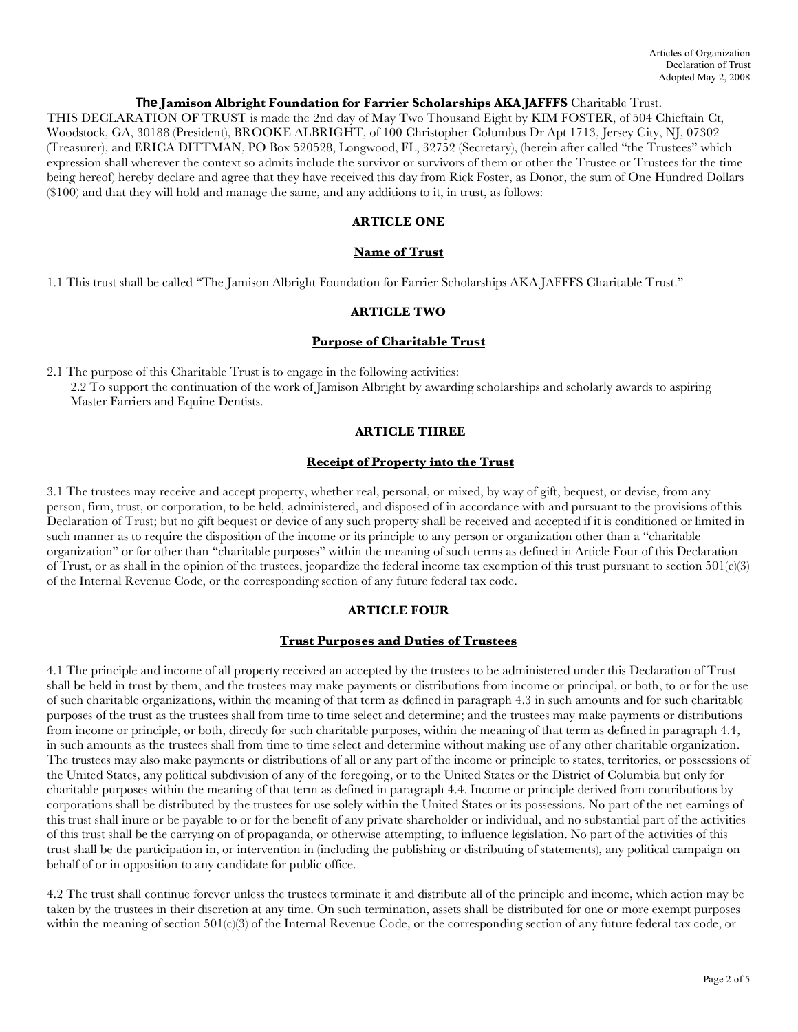Articles of Organization
Declaration of Trust
Adopted May 2, 2008

**The Jamison Albright Foundation for Farrier Scholarships AKA JAFFFS** Charitable Trust.

THIS DECLARATION OF TRUST is made the 2nd day of May Two Thousand Eight by KIM FOSTER, of 504 Chieftain Ct, Woodstock, GA, 30188 (President), BROOKE ALBRIGHT, of 100 Christopher Columbus Dr Apt 1713, Jersey City, NJ, 07302 (Treasurer), and ERICA DITTMAN, PO Box 520528, Longwood, FL, 32752 (Secretary), (herein after called "the Trustees" which expression shall wherever the context so admits include the survivor or survivors of them or other the Trustee or Trustees for the time being hereof) hereby declare and agree that they have received this day from Rick Foster, as Donor, the sum of One Hundred Dollars ($100) and that they will hold and manage the same, and any additions to it, in trust, as follows:

## ARTICLE ONE

### Name of Trust

1.1 This trust shall be called "The Jamison Albright Foundation for Farrier Scholarships AKA JAFFFS Charitable Trust."

## ARTICLE TWO

### Purpose of Charitable Trust

2.1 The purpose of this Charitable Trust is to engage in the following activities:

2.2 To support the continuation of the work of Jamison Albright by awarding scholarships and scholarly awards to aspiring Master Farriers and Equine Dentists.

## ARTICLE THREE

### Receipt of Property into the Trust

3.1 The trustees may receive and accept property, whether real, personal, or mixed, by way of gift, bequest, or devise, from any person, firm, trust, or corporation, to be held, administered, and disposed of in accordance with and pursuant to the provisions of this Declaration of Trust; but no gift bequest or device of any such property shall be received and accepted if it is conditioned or limited in such manner as to require the disposition of the income or its principle to any person or organization other than a "charitable organization" or for other than "charitable purposes" within the meaning of such terms as defined in Article Four of this Declaration of Trust, or as shall in the opinion of the trustees, jeopardize the federal income tax exemption of this trust pursuant to section 501(c)(3) of the Internal Revenue Code, or the corresponding section of any future federal tax code.

## ARTICLE FOUR

### Trust Purposes and Duties of Trustees

4.1 The principle and income of all property received an accepted by the trustees to be administered under this Declaration of Trust shall be held in trust by them, and the trustees may make payments or distributions from income or principal, or both, to or for the use of such charitable organizations, within the meaning of that term as defined in paragraph 4.3 in such amounts and for such charitable purposes of the trust as the trustees shall from time to time select and determine; and the trustees may make payments or distributions from income or principle, or both, directly for such charitable purposes, within the meaning of that term as defined in paragraph 4.4, in such amounts as the trustees shall from time to time select and determine without making use of any other charitable organization. The trustees may also make payments or distributions of all or any part of the income or principle to states, territories, or possessions of the United States, any political subdivision of any of the foregoing, or to the United States or the District of Columbia but only for charitable purposes within the meaning of that term as defined in paragraph 4.4. Income or principle derived from contributions by corporations shall be distributed by the trustees for use solely within the United States or its possessions. No part of the net earnings of this trust shall inure or be payable to or for the benefit of any private shareholder or individual, and no substantial part of the activities of this trust shall be the carrying on of propaganda, or otherwise attempting, to influence legislation. No part of the activities of this trust shall be the participation in, or intervention in (including the publishing or distributing of statements), any political campaign on behalf of or in opposition to any candidate for public office.

4.2 The trust shall continue forever unless the trustees terminate it and distribute all of the principle and income, which action may be taken by the trustees in their discretion at any time. On such termination, assets shall be distributed for one or more exempt purposes within the meaning of section 501(c)(3) of the Internal Revenue Code, or the corresponding section of any future federal tax code, or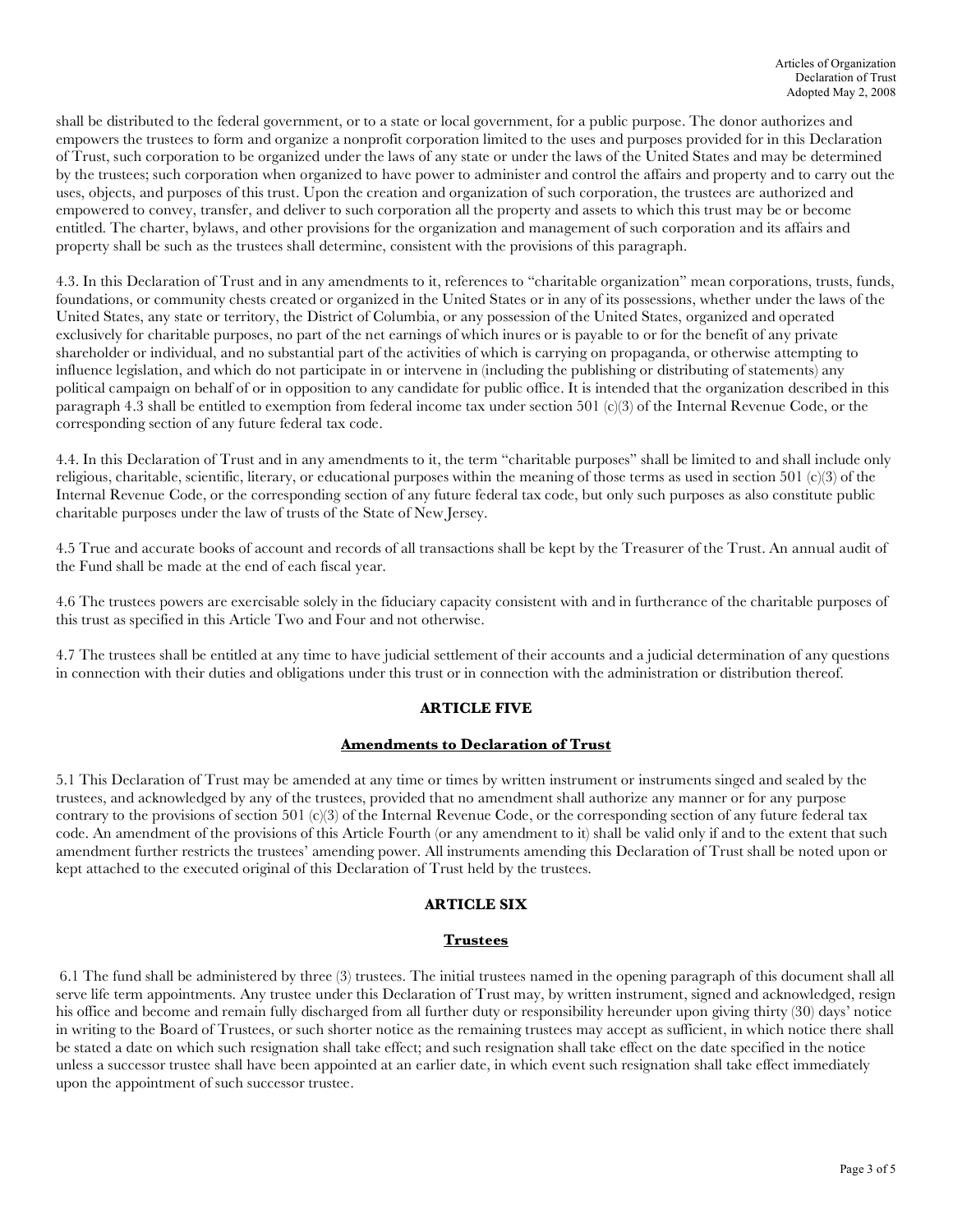shall be distributed to the federal government, or to a state or local government, for a public purpose. The donor authorizes and empowers the trustees to form and organize a nonprofit corporation limited to the uses and purposes provided for in this Declaration of Trust, such corporation to be organized under the laws of any state or under the laws of the United States and may be determined by the trustees; such corporation when organized to have power to administer and control the affairs and property and to carry out the uses, objects, and purposes of this trust. Upon the creation and organization of such corporation, the trustees are authorized and empowered to convey, transfer, and deliver to such corporation all the property and assets to which this trust may be or become entitled. The charter, bylaws, and other provisions for the organization and management of such corporation and its affairs and property shall be such as the trustees shall determine, consistent with the provisions of this paragraph.

4.3. In this Declaration of Trust and in any amendments to it, references to "charitable organization" mean corporations, trusts, funds, foundations, or community chests created or organized in the United States or in any of its possessions, whether under the laws of the United States, any state or territory, the District of Columbia, or any possession of the United States, organized and operated exclusively for charitable purposes, no part of the net earnings of which inures or is payable to or for the benefit of any private shareholder or individual, and no substantial part of the activities of which is carrying on propaganda, or otherwise attempting to influence legislation, and which do not participate in or intervene in (including the publishing or distributing of statements) any political campaign on behalf of or in opposition to any candidate for public office. It is intended that the organization described in this paragraph 4.3 shall be entitled to exemption from federal income tax under section 501 (c)(3) of the Internal Revenue Code, or the corresponding section of any future federal tax code.

4.4. In this Declaration of Trust and in any amendments to it, the term "charitable purposes" shall be limited to and shall include only religious, charitable, scientific, literary, or educational purposes within the meaning of those terms as used in section 501 (c)(3) of the Internal Revenue Code, or the corresponding section of any future federal tax code, but only such purposes as also constitute public charitable purposes under the law of trusts of the State of New Jersey.

4.5 True and accurate books of account and records of all transactions shall be kept by the Treasurer of the Trust. An annual audit of the Fund shall be made at the end of each fiscal year.

4.6 The trustees powers are exercisable solely in the fiduciary capacity consistent with and in furtherance of the charitable purposes of this trust as specified in this Article Two and Four and not otherwise.

4.7 The trustees shall be entitled at any time to have judicial settlement of their accounts and a judicial determination of any questions in connection with their duties and obligations under this trust or in connection with the administration or distribution thereof.

## ARTICLE FIVE

### Amendments to Declaration of Trust

5.1 This Declaration of Trust may be amended at any time or times by written instrument or instruments singed and sealed by the trustees, and acknowledged by any of the trustees, provided that no amendment shall authorize any manner or for any purpose contrary to the provisions of section 501 (c)(3) of the Internal Revenue Code, or the corresponding section of any future federal tax code. An amendment of the provisions of this Article Fourth (or any amendment to it) shall be valid only if and to the extent that such amendment further restricts the trustees' amending power. All instruments amending this Declaration of Trust shall be noted upon or kept attached to the executed original of this Declaration of Trust held by the trustees.

## ARTICLE SIX

### Trustees

6.1 The fund shall be administered by three (3) trustees. The initial trustees named in the opening paragraph of this document shall all serve life term appointments. Any trustee under this Declaration of Trust may, by written instrument, signed and acknowledged, resign his office and become and remain fully discharged from all further duty or responsibility hereunder upon giving thirty (30) days' notice in writing to the Board of Trustees, or such shorter notice as the remaining trustees may accept as sufficient, in which notice there shall be stated a date on which such resignation shall take effect; and such resignation shall take effect on the date specified in the notice unless a successor trustee shall have been appointed at an earlier date, in which event such resignation shall take effect immediately upon the appointment of such successor trustee.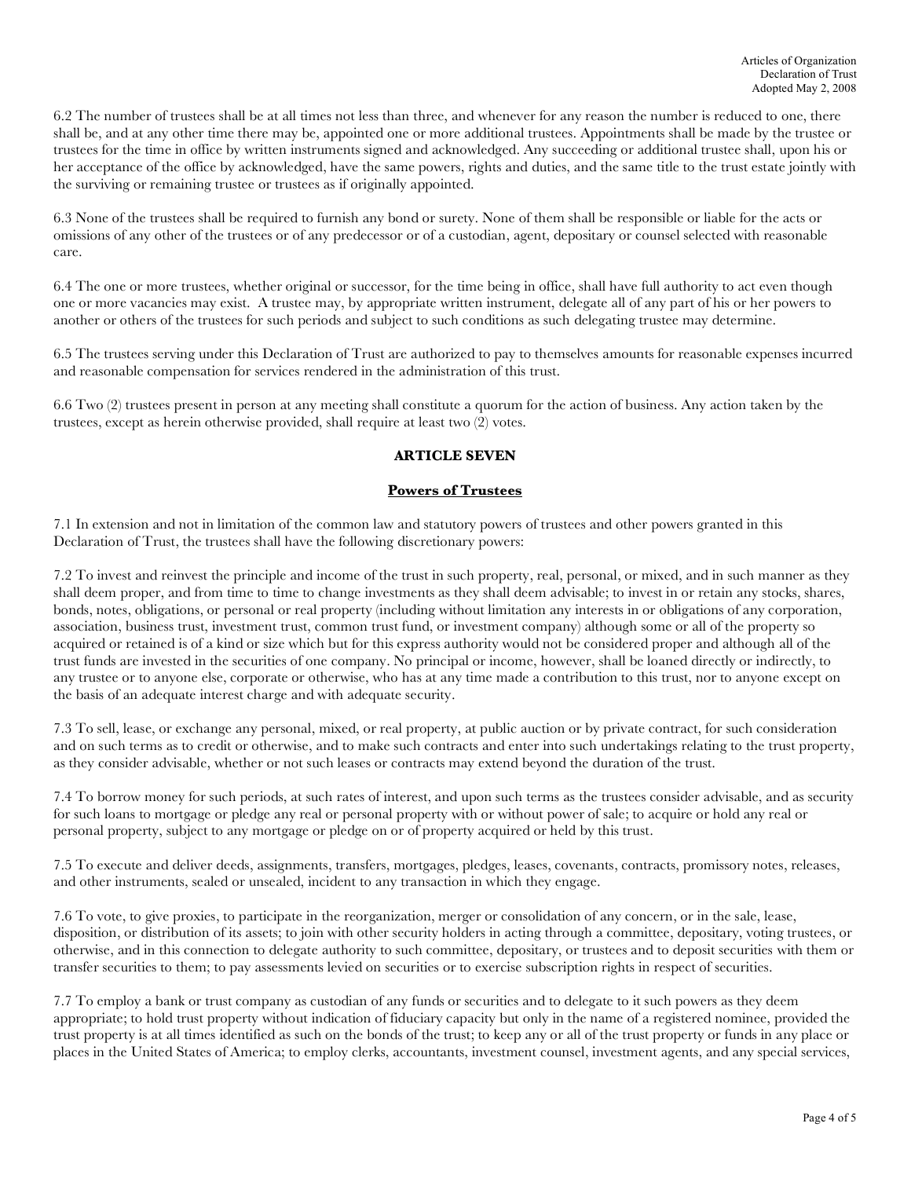6.2 The number of trustees shall be at all times not less than three, and whenever for any reason the number is reduced to one, there shall be, and at any other time there may be, appointed one or more additional trustees. Appointments shall be made by the trustee or trustees for the time in office by written instruments signed and acknowledged. Any succeeding or additional trustee shall, upon his or her acceptance of the office by acknowledged, have the same powers, rights and duties, and the same title to the trust estate jointly with the surviving or remaining trustee or trustees as if originally appointed.

6.3 None of the trustees shall be required to furnish any bond or surety. None of them shall be responsible or liable for the acts or omissions of any other of the trustees or of any predecessor or of a custodian, agent, depositary or counsel selected with reasonable care.

6.4 The one or more trustees, whether original or successor, for the time being in office, shall have full authority to act even though one or more vacancies may exist. A trustee may, by appropriate written instrument, delegate all of any part of his or her powers to another or others of the trustees for such periods and subject to such conditions as such delegating trustee may determine.

6.5 The trustees serving under this Declaration of Trust are authorized to pay to themselves amounts for reasonable expenses incurred and reasonable compensation for services rendered in the administration of this trust.

6.6 Two (2) trustees present in person at any meeting shall constitute a quorum for the action of business. Any action taken by the trustees, except as herein otherwise provided, shall require at least two (2) votes.

## ARTICLE SEVEN

### Powers of Trustees

7.1 In extension and not in limitation of the common law and statutory powers of trustees and other powers granted in this Declaration of Trust, the trustees shall have the following discretionary powers:

7.2 To invest and reinvest the principle and income of the trust in such property, real, personal, or mixed, and in such manner as they shall deem proper, and from time to time to change investments as they shall deem advisable; to invest in or retain any stocks, shares, bonds, notes, obligations, or personal or real property (including without limitation any interests in or obligations of any corporation, association, business trust, investment trust, common trust fund, or investment company) although some or all of the property so acquired or retained is of a kind or size which but for this express authority would not be considered proper and although all of the trust funds are invested in the securities of one company. No principal or income, however, shall be loaned directly or indirectly, to any trustee or to anyone else, corporate or otherwise, who has at any time made a contribution to this trust, nor to anyone except on the basis of an adequate interest charge and with adequate security.

7.3 To sell, lease, or exchange any personal, mixed, or real property, at public auction or by private contract, for such consideration and on such terms as to credit or otherwise, and to make such contracts and enter into such undertakings relating to the trust property, as they consider advisable, whether or not such leases or contracts may extend beyond the duration of the trust.

7.4 To borrow money for such periods, at such rates of interest, and upon such terms as the trustees consider advisable, and as security for such loans to mortgage or pledge any real or personal property with or without power of sale; to acquire or hold any real or personal property, subject to any mortgage or pledge on or of property acquired or held by this trust.

7.5 To execute and deliver deeds, assignments, transfers, mortgages, pledges, leases, covenants, contracts, promissory notes, releases, and other instruments, sealed or unsealed, incident to any transaction in which they engage.

7.6 To vote, to give proxies, to participate in the reorganization, merger or consolidation of any concern, or in the sale, lease, disposition, or distribution of its assets; to join with other security holders in acting through a committee, depositary, voting trustees, or otherwise, and in this connection to delegate authority to such committee, depositary, or trustees and to deposit securities with them or transfer securities to them; to pay assessments levied on securities or to exercise subscription rights in respect of securities.

7.7 To employ a bank or trust company as custodian of any funds or securities and to delegate to it such powers as they deem appropriate; to hold trust property without indication of fiduciary capacity but only in the name of a registered nominee, provided the trust property is at all times identified as such on the bonds of the trust; to keep any or all of the trust property or funds in any place or places in the United States of America; to employ clerks, accountants, investment counsel, investment agents, and any special services,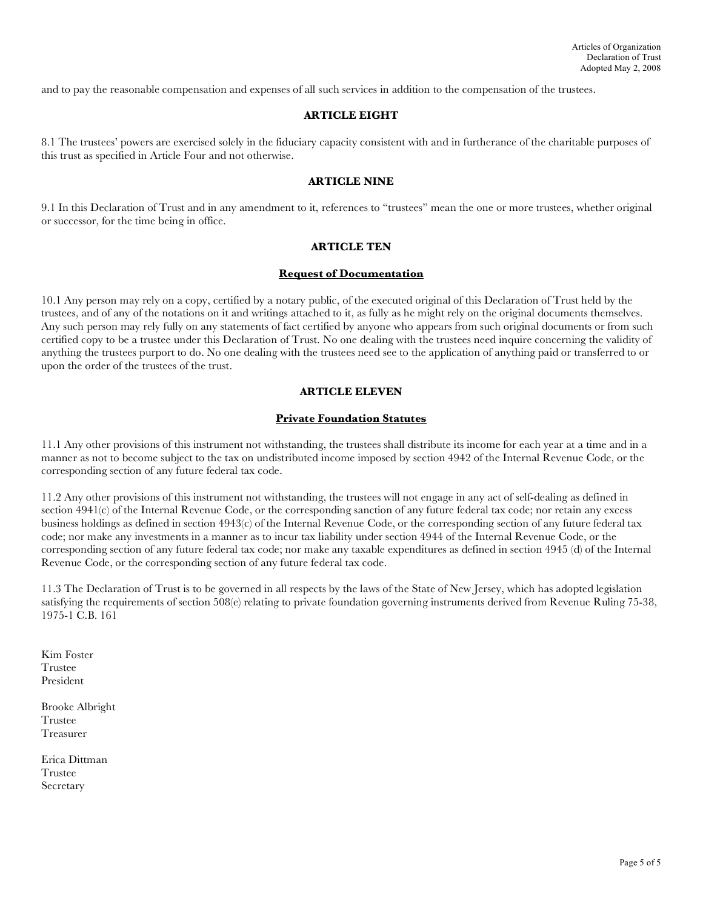and to pay the reasonable compensation and expenses of all such services in addition to the compensation of the trustees.

## ARTICLE EIGHT

8.1 The trustees' powers are exercised solely in the fiduciary capacity consistent with and in furtherance of the charitable purposes of this trust as specified in Article Four and not otherwise.

## ARTICLE NINE

9.1 In this Declaration of Trust and in any amendment to it, references to "trustees" mean the one or more trustees, whether original or successor, for the time being in office.

## ARTICLE TEN

### Request of Documentation

10.1 Any person may rely on a copy, certified by a notary public, of the executed original of this Declaration of Trust held by the trustees, and of any of the notations on it and writings attached to it, as fully as he might rely on the original documents themselves. Any such person may rely fully on any statements of fact certified by anyone who appears from such original documents or from such certified copy to be a trustee under this Declaration of Trust. No one dealing with the trustees need inquire concerning the validity of anything the trustees purport to do. No one dealing with the trustees need see to the application of anything paid or transferred to or upon the order of the trustees of the trust.

## ARTICLE ELEVEN

### Private Foundation Statutes

11.1 Any other provisions of this instrument not withstanding, the trustees shall distribute its income for each year at a time and in a manner as not to become subject to the tax on undistributed income imposed by section 4942 of the Internal Revenue Code, or the corresponding section of any future federal tax code.

11.2 Any other provisions of this instrument not withstanding, the trustees will not engage in any act of self-dealing as defined in section 4941(c) of the Internal Revenue Code, or the corresponding sanction of any future federal tax code; nor retain any excess business holdings as defined in section 4943(c) of the Internal Revenue Code, or the corresponding section of any future federal tax code; nor make any investments in a manner as to incur tax liability under section 4944 of the Internal Revenue Code, or the corresponding section of any future federal tax code; nor make any taxable expenditures as defined in section 4945 (d) of the Internal Revenue Code, or the corresponding section of any future federal tax code.

11.3 The Declaration of Trust is to be governed in all respects by the laws of the State of New Jersey, which has adopted legislation satisfying the requirements of section 508(e) relating to private foundation governing instruments derived from Revenue Ruling 75-38, 1975-1 C.B. 161

Kim Foster
Trustee
President

Brooke Albright
Trustee
Treasurer

Erica Dittman
Trustee
Secretary